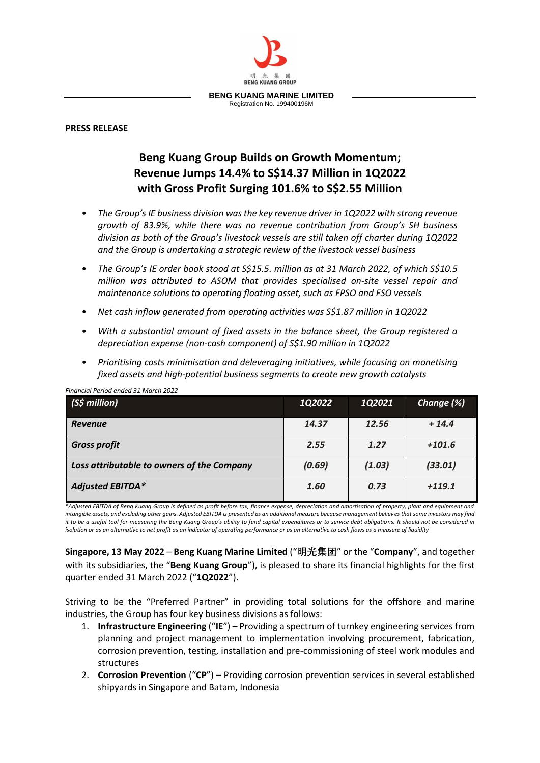明 光 集 團
BENG KUANG GROUP

**BENG KUANG MARINE LIMITED**
Registration No. 199400196M

**PRESS RELEASE**

# Beng Kuang Group Builds on Growth Momentum; Revenue Jumps 14.4% to S$14.37 Million in 1Q2022 with Gross Profit Surging 101.6% to S$2.55 Million

- *The Group's IE business division was the key revenue driver in 1Q2022 with strong revenue growth of 83.9%, while there was no revenue contribution from Group's SH business division as both of the Group's livestock vessels are still taken off charter during 1Q2022 and the Group is undertaking a strategic review of the livestock vessel business*
- *The Group's IE order book stood at S$15.5. million as at 31 March 2022, of which S$10.5 million was attributed to ASOM that provides specialised on-site vessel repair and maintenance solutions to operating floating asset, such as FPSO and FSO vessels*
- *Net cash inflow generated from operating activities was S$1.87 million in 1Q2022*
- *With a substantial amount of fixed assets in the balance sheet, the Group registered a depreciation expense (non-cash component) of S$1.90 million in 1Q2022*
- *Prioritising costs minimisation and deleveraging initiatives, while focusing on monetising fixed assets and high-potential business segments to create new growth catalysts*

*Financial Period ended 31 March 2022*

| *(S$ million)* | *1Q2022* | *1Q2021* | *Change (%)* |
|---|---|---|---|
| ***Revenue*** | *14.37* | *12.56* | *+ 14.4* |
| ***Gross profit*** | *2.55* | *1.27* | *+101.6* |
| ***Loss attributable to owners of the Company*** | *(0.69)* | *(1.03)* | *(33.01)* |
| ***Adjusted EBITDA**** | *1.60* | *0.73* | *+119.1* |

*\*Adjusted EBITDA of Beng Kuang Group is defined as profit before tax, finance expense, depreciation and amortisation of property, plant and equipment and intangible assets, and excluding other gains. Adjusted EBITDA is presented as an additional measure because management believes that some investors may find it to be a useful tool for measuring the Beng Kuang Group's ability to fund capital expenditures or to service debt obligations. It should not be considered in isolation or as an alternative to net profit as an indicator of operating performance or as an alternative to cash flows as a measure of liquidity*

**Singapore, 13 May 2022** – **Beng Kuang Marine Limited** ("**明光集团**" or the "**Company**", and together with its subsidiaries, the "**Beng Kuang Group**"), is pleased to share its financial highlights for the first quarter ended 31 March 2022 ("**1Q2022**").

Striving to be the "Preferred Partner" in providing total solutions for the offshore and marine industries, the Group has four key business divisions as follows:

1. **Infrastructure Engineering** ("**IE**") – Providing a spectrum of turnkey engineering services from planning and project management to implementation involving procurement, fabrication, corrosion prevention, testing, installation and pre-commissioning of steel work modules and structures
2. **Corrosion Prevention** ("**CP**") – Providing corrosion prevention services in several established shipyards in Singapore and Batam, Indonesia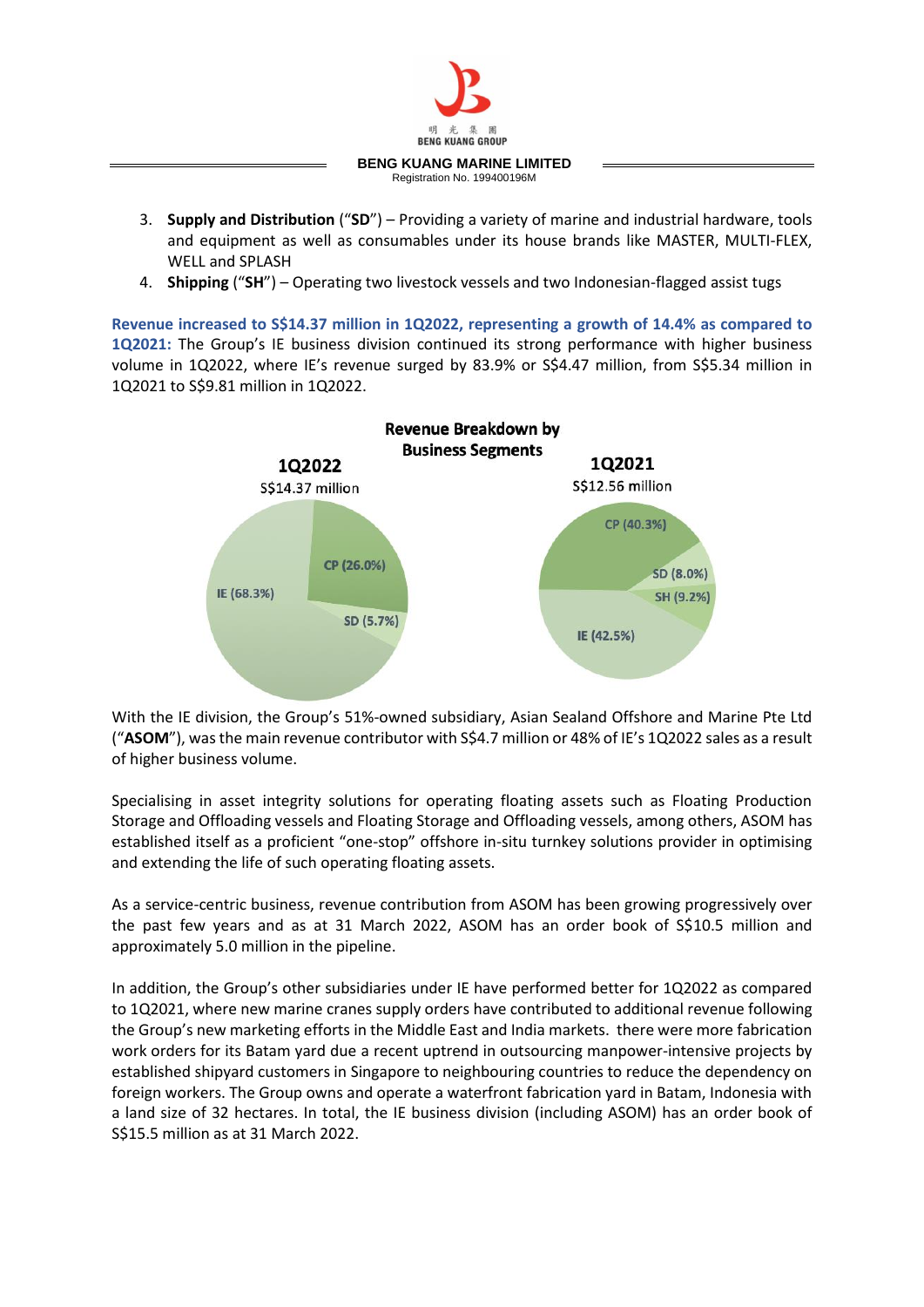3. **Supply and Distribution** ("**SD**") – Providing a variety of marine and industrial hardware, tools and equipment as well as consumables under its house brands like MASTER, MULTI-FLEX, WELL and SPLASH
4. **Shipping** ("**SH**") – Operating two livestock vessels and two Indonesian-flagged assist tugs

**Revenue increased to S$14.37 million in 1Q2022, representing a growth of 14.4% as compared to 1Q2021:** The Group's IE business division continued its strong performance with higher business volume in 1Q2022, where IE's revenue surged by 83.9% or S$4.47 million, from S$5.34 million in 1Q2021 to S$9.81 million in 1Q2022.

**Revenue Breakdown by Business Segments**

| Segment | 1Q2022 (S$14.37 million) | 1Q2021 (S$12.56 million) |
| --- | --- | --- |
| IE | 68.3% | 42.5% |
| CP | 26.0% | 40.3% |
| SD | 5.7% | 8.0% |
| SH | – | 9.2% |

With the IE division, the Group's 51%-owned subsidiary, Asian Sealand Offshore and Marine Pte Ltd ("**ASOM**"), was the main revenue contributor with S$4.7 million or 48% of IE's 1Q2022 sales as a result of higher business volume.

Specialising in asset integrity solutions for operating floating assets such as Floating Production Storage and Offloading vessels and Floating Storage and Offloading vessels, among others, ASOM has established itself as a proficient "one-stop" offshore in-situ turnkey solutions provider in optimising and extending the life of such operating floating assets.

As a service-centric business, revenue contribution from ASOM has been growing progressively over the past few years and as at 31 March 2022, ASOM has an order book of S$10.5 million and approximately 5.0 million in the pipeline.

In addition, the Group's other subsidiaries under IE have performed better for 1Q2022 as compared to 1Q2021, where new marine cranes supply orders have contributed to additional revenue following the Group's new marketing efforts in the Middle East and India markets. there were more fabrication work orders for its Batam yard due a recent uptrend in outsourcing manpower-intensive projects by established shipyard customers in Singapore to neighbouring countries to reduce the dependency on foreign workers. The Group owns and operate a waterfront fabrication yard in Batam, Indonesia with a land size of 32 hectares. In total, the IE business division (including ASOM) has an order book of S$15.5 million as at 31 March 2022.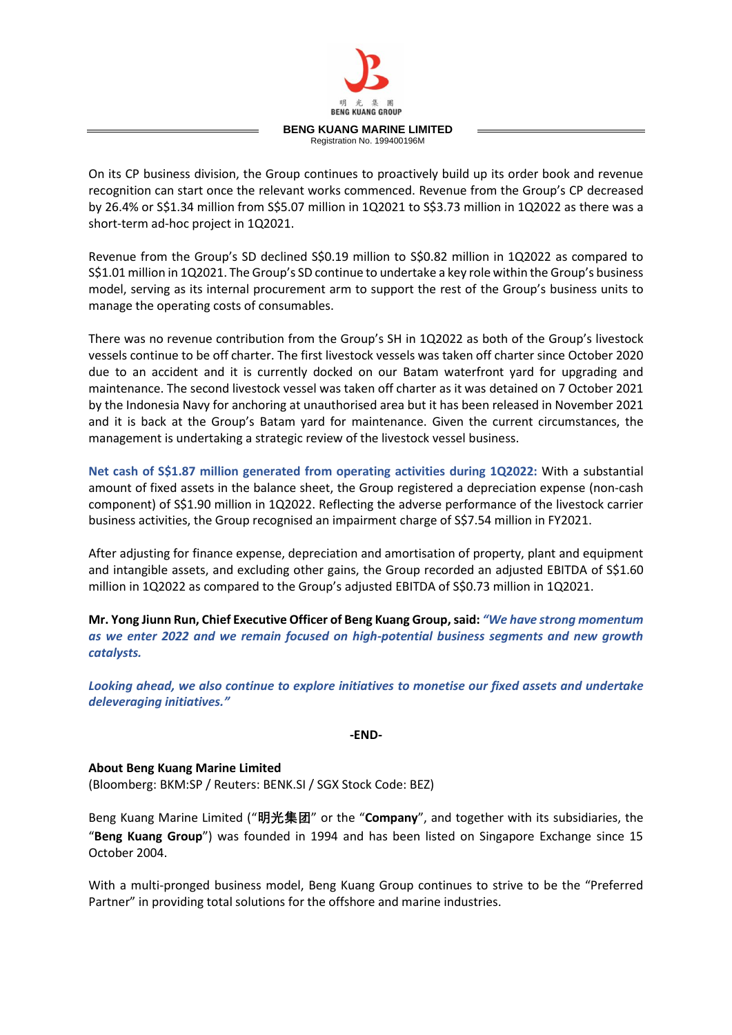On its CP business division, the Group continues to proactively build up its order book and revenue recognition can start once the relevant works commenced. Revenue from the Group's CP decreased by 26.4% or S$1.34 million from S$5.07 million in 1Q2021 to S$3.73 million in 1Q2022 as there was a short-term ad-hoc project in 1Q2021.

Revenue from the Group's SD declined S$0.19 million to S$0.82 million in 1Q2022 as compared to S$1.01 million in 1Q2021. The Group's SD continue to undertake a key role within the Group's business model, serving as its internal procurement arm to support the rest of the Group's business units to manage the operating costs of consumables.

There was no revenue contribution from the Group's SH in 1Q2022 as both of the Group's livestock vessels continue to be off charter. The first livestock vessels was taken off charter since October 2020 due to an accident and it is currently docked on our Batam waterfront yard for upgrading and maintenance. The second livestock vessel was taken off charter as it was detained on 7 October 2021 by the Indonesia Navy for anchoring at unauthorised area but it has been released in November 2021 and it is back at the Group's Batam yard for maintenance. Given the current circumstances, the management is undertaking a strategic review of the livestock vessel business.

**Net cash of S$1.87 million generated from operating activities during 1Q2022:** With a substantial amount of fixed assets in the balance sheet, the Group registered a depreciation expense (non-cash component) of S$1.90 million in 1Q2022. Reflecting the adverse performance of the livestock carrier business activities, the Group recognised an impairment charge of S$7.54 million in FY2021.

After adjusting for finance expense, depreciation and amortisation of property, plant and equipment and intangible assets, and excluding other gains, the Group recorded an adjusted EBITDA of S$1.60 million in 1Q2022 as compared to the Group's adjusted EBITDA of S$0.73 million in 1Q2021.

**Mr. Yong Jiunn Run, Chief Executive Officer of Beng Kuang Group, said:** ***"We have strong momentum as we enter 2022 and we remain focused on high-potential business segments and new growth catalysts.***

***Looking ahead, we also continue to explore initiatives to monetise our fixed assets and undertake deleveraging initiatives."***

**-END-**

**About Beng Kuang Marine Limited**
(Bloomberg: BKM:SP / Reuters: BENK.SI / SGX Stock Code: BEZ)

Beng Kuang Marine Limited ("**明光集团**" or the "**Company**", and together with its subsidiaries, the "**Beng Kuang Group**") was founded in 1994 and has been listed on Singapore Exchange since 15 October 2004.

With a multi-pronged business model, Beng Kuang Group continues to strive to be the "Preferred Partner" in providing total solutions for the offshore and marine industries.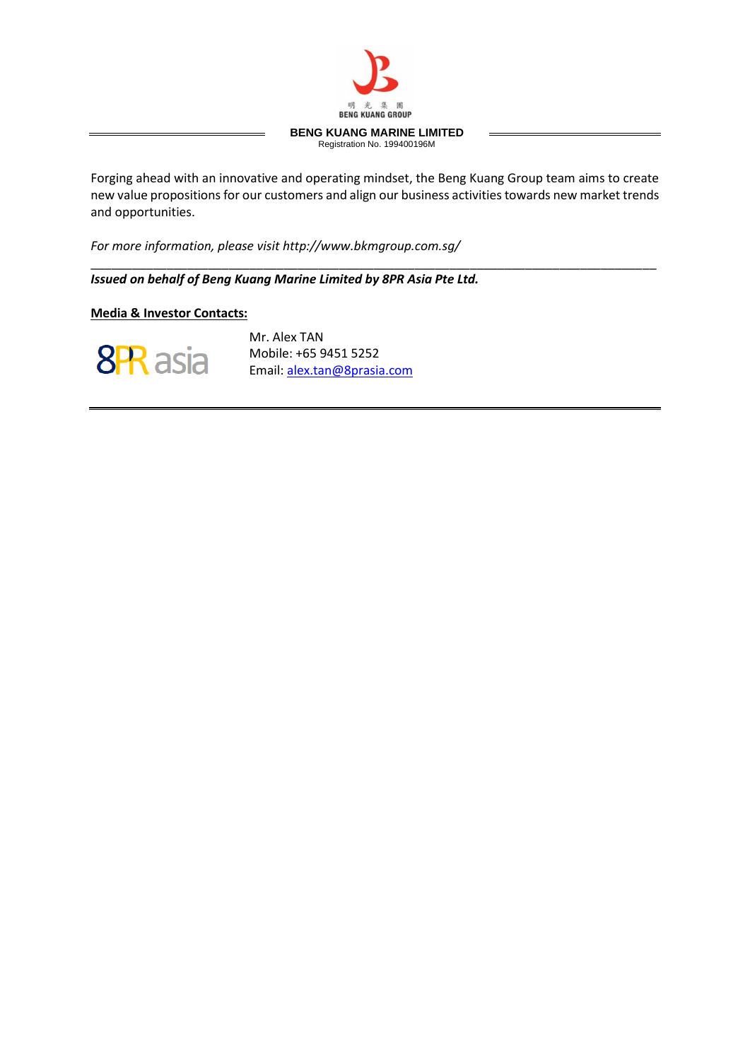BENG KUANG MARINE LIMITED
Registration No. 199400196M

Forging ahead with an innovative and operating mindset, the Beng Kuang Group team aims to create new value propositions for our customers and align our business activities towards new market trends and opportunities.

*For more information, please visit http://www.bkmgroup.com.sg/*

---

***Issued on behalf of Beng Kuang Marine Limited by 8PR Asia Pte Ltd.***

**Media & Investor Contacts:**

Mr. Alex TAN
Mobile: +65 9451 5252
Email: alex.tan@8prasia.com